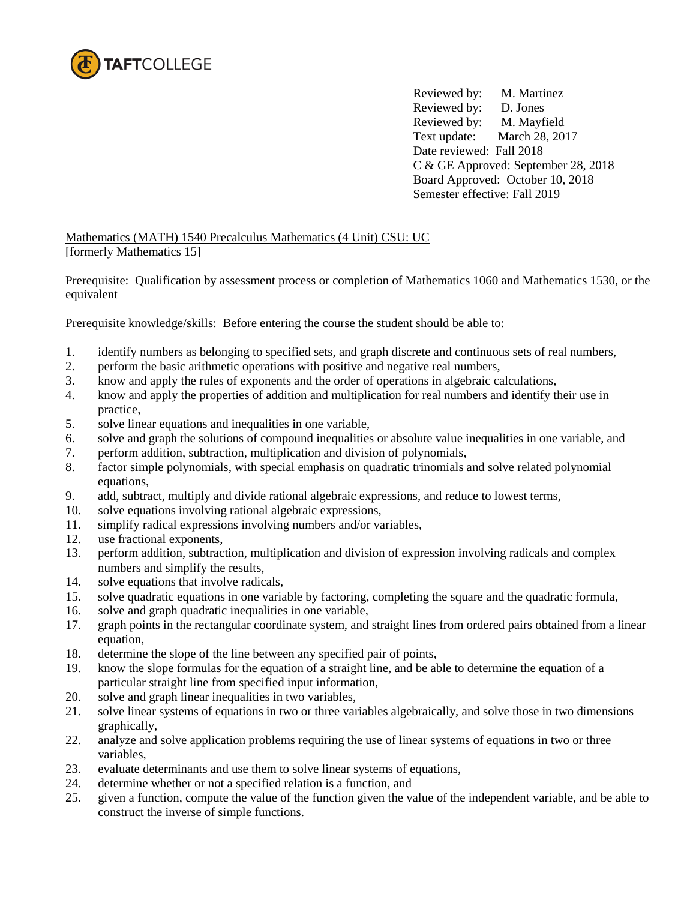TAFTCOLLEGE

Reviewed by: M. Martinez
Reviewed by: D. Jones
Reviewed by: M. Mayfield
Text update: March 28, 2017
Date reviewed: Fall 2018
C & GE Approved: September 28, 2018
Board Approved: October 10, 2018
Semester effective: Fall 2019

Mathematics (MATH) 1540 Precalculus Mathematics (4 Unit) CSU: UC
[formerly Mathematics 15]

Prerequisite: Qualification by assessment process or completion of Mathematics 1060 and Mathematics 1530, or the equivalent

Prerequisite knowledge/skills: Before entering the course the student should be able to:

1. identify numbers as belonging to specified sets, and graph discrete and continuous sets of real numbers,
2. perform the basic arithmetic operations with positive and negative real numbers,
3. know and apply the rules of exponents and the order of operations in algebraic calculations,
4. know and apply the properties of addition and multiplication for real numbers and identify their use in practice,
5. solve linear equations and inequalities in one variable,
6. solve and graph the solutions of compound inequalities or absolute value inequalities in one variable, and
7. perform addition, subtraction, multiplication and division of polynomials,
8. factor simple polynomials, with special emphasis on quadratic trinomials and solve related polynomial equations,
9. add, subtract, multiply and divide rational algebraic expressions, and reduce to lowest terms,
10. solve equations involving rational algebraic expressions,
11. simplify radical expressions involving numbers and/or variables,
12. use fractional exponents,
13. perform addition, subtraction, multiplication and division of expression involving radicals and complex numbers and simplify the results,
14. solve equations that involve radicals,
15. solve quadratic equations in one variable by factoring, completing the square and the quadratic formula,
16. solve and graph quadratic inequalities in one variable,
17. graph points in the rectangular coordinate system, and straight lines from ordered pairs obtained from a linear equation,
18. determine the slope of the line between any specified pair of points,
19. know the slope formulas for the equation of a straight line, and be able to determine the equation of a particular straight line from specified input information,
20. solve and graph linear inequalities in two variables,
21. solve linear systems of equations in two or three variables algebraically, and solve those in two dimensions graphically,
22. analyze and solve application problems requiring the use of linear systems of equations in two or three variables,
23. evaluate determinants and use them to solve linear systems of equations,
24. determine whether or not a specified relation is a function, and
25. given a function, compute the value of the function given the value of the independent variable, and be able to construct the inverse of simple functions.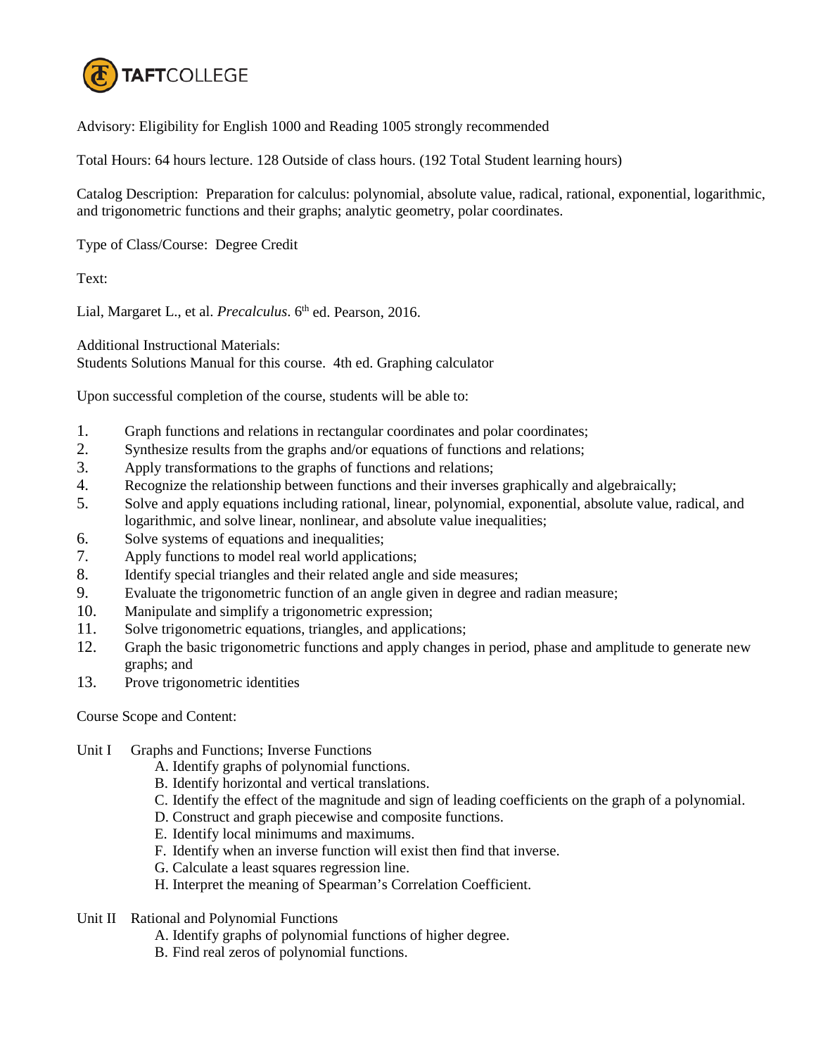Advisory: Eligibility for English 1000 and Reading 1005 strongly recommended

Total Hours: 64 hours lecture. 128 Outside of class hours. (192 Total Student learning hours)

Catalog Description: Preparation for calculus: polynomial, absolute value, radical, rational, exponential, logarithmic, and trigonometric functions and their graphs; analytic geometry, polar coordinates.

Type of Class/Course: Degree Credit

Text:

Lial, Margaret L., et al. *Precalculus*. 6th ed. Pearson, 2016.

Additional Instructional Materials:
Students Solutions Manual for this course. 4th ed. Graphing calculator

Upon successful completion of the course, students will be able to:

1. Graph functions and relations in rectangular coordinates and polar coordinates;
2. Synthesize results from the graphs and/or equations of functions and relations;
3. Apply transformations to the graphs of functions and relations;
4. Recognize the relationship between functions and their inverses graphically and algebraically;
5. Solve and apply equations including rational, linear, polynomial, exponential, absolute value, radical, and logarithmic, and solve linear, nonlinear, and absolute value inequalities;
6. Solve systems of equations and inequalities;
7. Apply functions to model real world applications;
8. Identify special triangles and their related angle and side measures;
9. Evaluate the trigonometric function of an angle given in degree and radian measure;
10. Manipulate and simplify a trigonometric expression;
11. Solve trigonometric equations, triangles, and applications;
12. Graph the basic trigonometric functions and apply changes in period, phase and amplitude to generate new graphs; and
13. Prove trigonometric identities

Course Scope and Content:

Unit I Graphs and Functions; Inverse Functions

- A. Identify graphs of polynomial functions.
- B. Identify horizontal and vertical translations.
- C. Identify the effect of the magnitude and sign of leading coefficients on the graph of a polynomial.
- D. Construct and graph piecewise and composite functions.
- E. Identify local minimums and maximums.
- F. Identify when an inverse function will exist then find that inverse.
- G. Calculate a least squares regression line.
- H. Interpret the meaning of Spearman's Correlation Coefficient.

Unit II Rational and Polynomial Functions

- A. Identify graphs of polynomial functions of higher degree.
- B. Find real zeros of polynomial functions.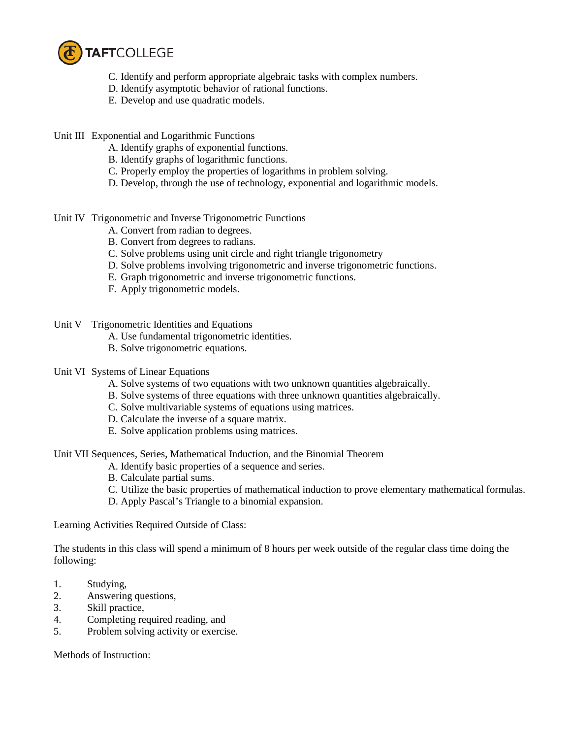C. Identify and perform appropriate algebraic tasks with complex numbers.
D. Identify asymptotic behavior of rational functions.
E. Develop and use quadratic models.

Unit III Exponential and Logarithmic Functions

A. Identify graphs of exponential functions.
B. Identify graphs of logarithmic functions.
C. Properly employ the properties of logarithms in problem solving.
D. Develop, through the use of technology, exponential and logarithmic models.

Unit IV Trigonometric and Inverse Trigonometric Functions

A. Convert from radian to degrees.
B. Convert from degrees to radians.
C. Solve problems using unit circle and right triangle trigonometry
D. Solve problems involving trigonometric and inverse trigonometric functions.
E. Graph trigonometric and inverse trigonometric functions.
F. Apply trigonometric models.

Unit V Trigonometric Identities and Equations

A. Use fundamental trigonometric identities.
B. Solve trigonometric equations.

Unit VI Systems of Linear Equations

A. Solve systems of two equations with two unknown quantities algebraically.
B. Solve systems of three equations with three unknown quantities algebraically.
C. Solve multivariable systems of equations using matrices.
D. Calculate the inverse of a square matrix.
E. Solve application problems using matrices.

Unit VII Sequences, Series, Mathematical Induction, and the Binomial Theorem

A. Identify basic properties of a sequence and series.
B. Calculate partial sums.
C. Utilize the basic properties of mathematical induction to prove elementary mathematical formulas.
D. Apply Pascal's Triangle to a binomial expansion.

Learning Activities Required Outside of Class:

The students in this class will spend a minimum of 8 hours per week outside of the regular class time doing the following:

1. Studying,
2. Answering questions,
3. Skill practice,
4. Completing required reading, and
5. Problem solving activity or exercise.

Methods of Instruction: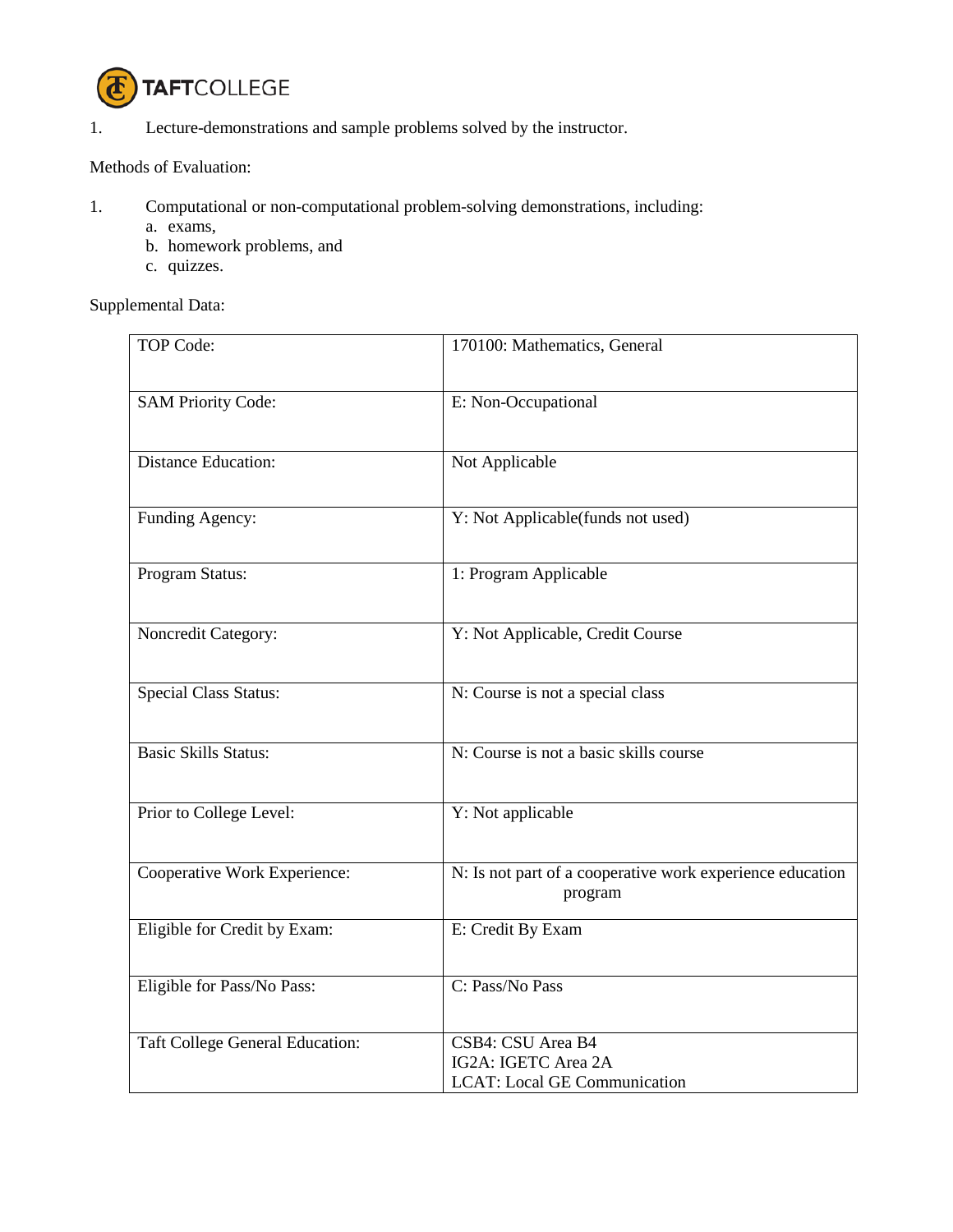1. Lecture-demonstrations and sample problems solved by the instructor.

Methods of Evaluation:

1. Computational or non-computational problem-solving demonstrations, including:
   a. exams,
   b. homework problems, and
   c. quizzes.

Supplemental Data:

| | |
|---|---|
| TOP Code: | 170100: Mathematics, General |
| SAM Priority Code: | E: Non-Occupational |
| Distance Education: | Not Applicable |
| Funding Agency: | Y: Not Applicable(funds not used) |
| Program Status: | 1: Program Applicable |
| Noncredit Category: | Y: Not Applicable, Credit Course |
| Special Class Status: | N: Course is not a special class |
| Basic Skills Status: | N: Course is not a basic skills course |
| Prior to College Level: | Y: Not applicable |
| Cooperative Work Experience: | N: Is not part of a cooperative work experience education program |
| Eligible for Credit by Exam: | E: Credit By Exam |
| Eligible for Pass/No Pass: | C: Pass/No Pass |
| Taft College General Education: | CSB4: CSU Area B4<br>IG2A: IGETC Area 2A<br>LCAT: Local GE Communication |